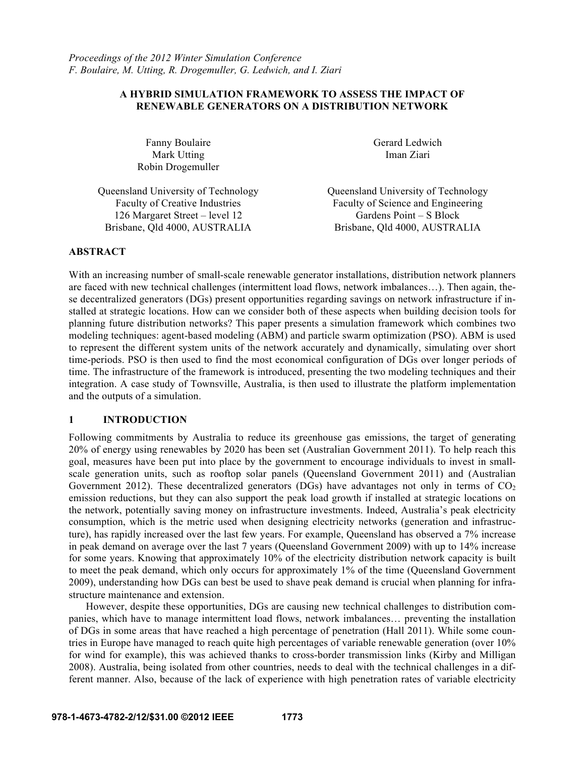*Proceedings of the 2012 Winter Simulation Conference*
*F. Boulaire, M. Utting, R. Drogemuller, G. Ledwich, and I. Ziari*

# A HYBRID SIMULATION FRAMEWORK TO ASSESS THE IMPACT OF RENEWABLE GENERATORS ON A DISTRIBUTION NETWORK

Fanny Boulaire
Mark Utting
Robin Drogemuller

Queensland University of Technology
Faculty of Creative Industries
126 Margaret Street – level 12
Brisbane, Qld 4000, AUSTRALIA

Gerard Ledwich
Iman Ziari

Queensland University of Technology
Faculty of Science and Engineering
Gardens Point – S Block
Brisbane, Qld 4000, AUSTRALIA

## ABSTRACT

With an increasing number of small-scale renewable generator installations, distribution network planners are faced with new technical challenges (intermittent load flows, network imbalances…). Then again, these decentralized generators (DGs) present opportunities regarding savings on network infrastructure if installed at strategic locations. How can we consider both of these aspects when building decision tools for planning future distribution networks? This paper presents a simulation framework which combines two modeling techniques: agent-based modeling (ABM) and particle swarm optimization (PSO). ABM is used to represent the different system units of the network accurately and dynamically, simulating over short time-periods. PSO is then used to find the most economical configuration of DGs over longer periods of time. The infrastructure of the framework is introduced, presenting the two modeling techniques and their integration. A case study of Townsville, Australia, is then used to illustrate the platform implementation and the outputs of a simulation.

## 1 INTRODUCTION

Following commitments by Australia to reduce its greenhouse gas emissions, the target of generating 20% of energy using renewables by 2020 has been set (Australian Government 2011). To help reach this goal, measures have been put into place by the government to encourage individuals to invest in small-scale generation units, such as rooftop solar panels (Queensland Government 2011) and (Australian Government 2012). These decentralized generators (DGs) have advantages not only in terms of $CO_2$ emission reductions, but they can also support the peak load growth if installed at strategic locations on the network, potentially saving money on infrastructure investments. Indeed, Australia's peak electricity consumption, which is the metric used when designing electricity networks (generation and infrastructure), has rapidly increased over the last few years. For example, Queensland has observed a 7% increase in peak demand on average over the last 7 years (Queensland Government 2009) with up to 14% increase for some years. Knowing that approximately 10% of the electricity distribution network capacity is built to meet the peak demand, which only occurs for approximately 1% of the time (Queensland Government 2009), understanding how DGs can best be used to shave peak demand is crucial when planning for infrastructure maintenance and extension.

However, despite these opportunities, DGs are causing new technical challenges to distribution companies, which have to manage intermittent load flows, network imbalances… preventing the installation of DGs in some areas that have reached a high percentage of penetration (Hall 2011). While some countries in Europe have managed to reach quite high percentages of variable renewable generation (over 10% for wind for example), this was achieved thanks to cross-border transmission links (Kirby and Milligan 2008). Australia, being isolated from other countries, needs to deal with the technical challenges in a different manner. Also, because of the lack of experience with high penetration rates of variable electricity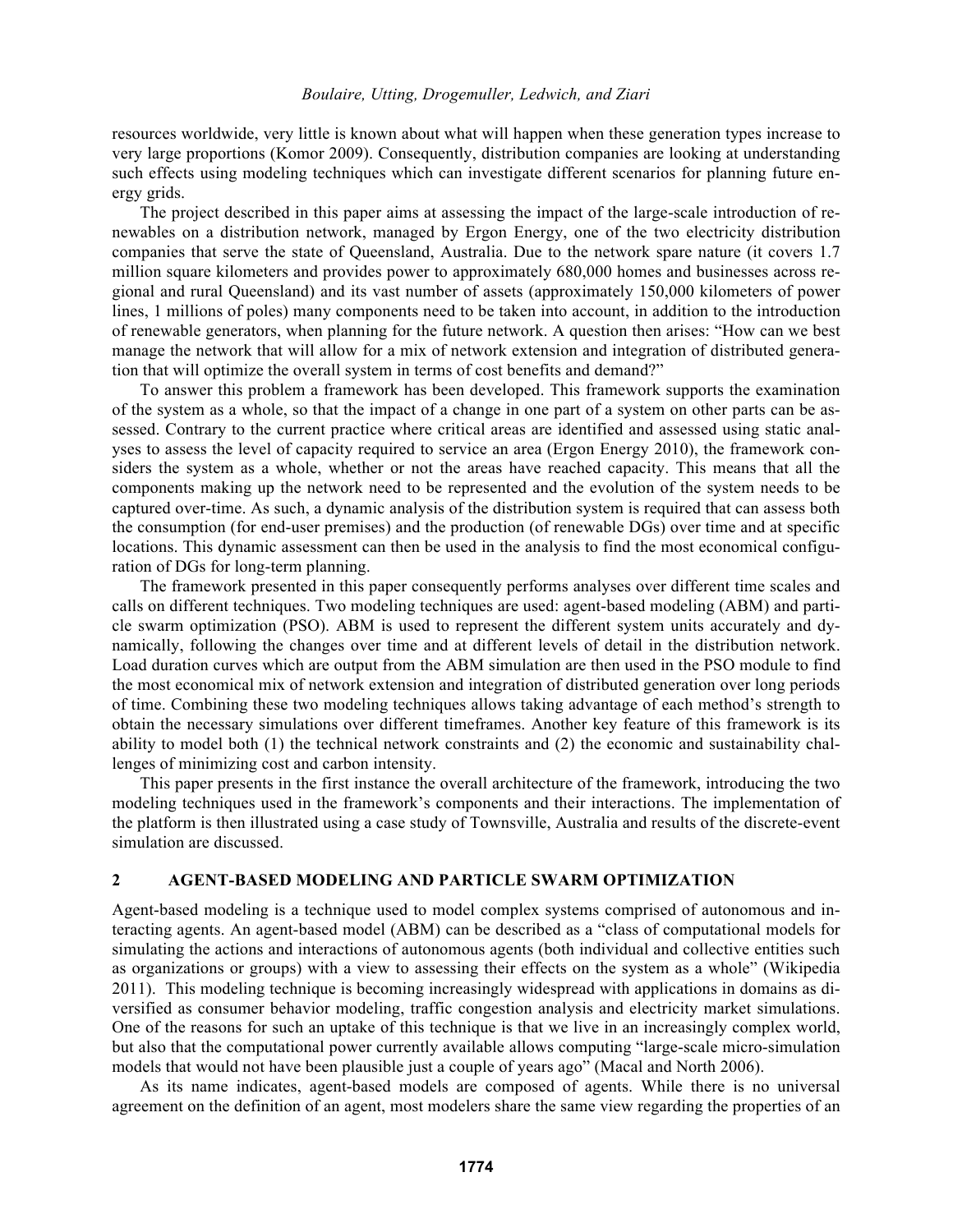resources worldwide, very little is known about what will happen when these generation types increase to very large proportions (Komor 2009). Consequently, distribution companies are looking at understanding such effects using modeling techniques which can investigate different scenarios for planning future energy grids.

The project described in this paper aims at assessing the impact of the large-scale introduction of renewables on a distribution network, managed by Ergon Energy, one of the two electricity distribution companies that serve the state of Queensland, Australia. Due to the network spare nature (it covers 1.7 million square kilometers and provides power to approximately 680,000 homes and businesses across regional and rural Queensland) and its vast number of assets (approximately 150,000 kilometers of power lines, 1 millions of poles) many components need to be taken into account, in addition to the introduction of renewable generators, when planning for the future network. A question then arises: "How can we best manage the network that will allow for a mix of network extension and integration of distributed generation that will optimize the overall system in terms of cost benefits and demand?"

To answer this problem a framework has been developed. This framework supports the examination of the system as a whole, so that the impact of a change in one part of a system on other parts can be assessed. Contrary to the current practice where critical areas are identified and assessed using static analyses to assess the level of capacity required to service an area (Ergon Energy 2010), the framework considers the system as a whole, whether or not the areas have reached capacity. This means that all the components making up the network need to be represented and the evolution of the system needs to be captured over-time. As such, a dynamic analysis of the distribution system is required that can assess both the consumption (for end-user premises) and the production (of renewable DGs) over time and at specific locations. This dynamic assessment can then be used in the analysis to find the most economical configuration of DGs for long-term planning.

The framework presented in this paper consequently performs analyses over different time scales and calls on different techniques. Two modeling techniques are used: agent-based modeling (ABM) and particle swarm optimization (PSO). ABM is used to represent the different system units accurately and dynamically, following the changes over time and at different levels of detail in the distribution network. Load duration curves which are output from the ABM simulation are then used in the PSO module to find the most economical mix of network extension and integration of distributed generation over long periods of time. Combining these two modeling techniques allows taking advantage of each method's strength to obtain the necessary simulations over different timeframes. Another key feature of this framework is its ability to model both (1) the technical network constraints and (2) the economic and sustainability challenges of minimizing cost and carbon intensity.

This paper presents in the first instance the overall architecture of the framework, introducing the two modeling techniques used in the framework's components and their interactions. The implementation of the platform is then illustrated using a case study of Townsville, Australia and results of the discrete-event simulation are discussed.

## 2 AGENT-BASED MODELING AND PARTICLE SWARM OPTIMIZATION

Agent-based modeling is a technique used to model complex systems comprised of autonomous and interacting agents. An agent-based model (ABM) can be described as a "class of computational models for simulating the actions and interactions of autonomous agents (both individual and collective entities such as organizations or groups) with a view to assessing their effects on the system as a whole" (Wikipedia 2011). This modeling technique is becoming increasingly widespread with applications in domains as diversified as consumer behavior modeling, traffic congestion analysis and electricity market simulations. One of the reasons for such an uptake of this technique is that we live in an increasingly complex world, but also that the computational power currently available allows computing "large-scale micro-simulation models that would not have been plausible just a couple of years ago" (Macal and North 2006).

As its name indicates, agent-based models are composed of agents. While there is no universal agreement on the definition of an agent, most modelers share the same view regarding the properties of an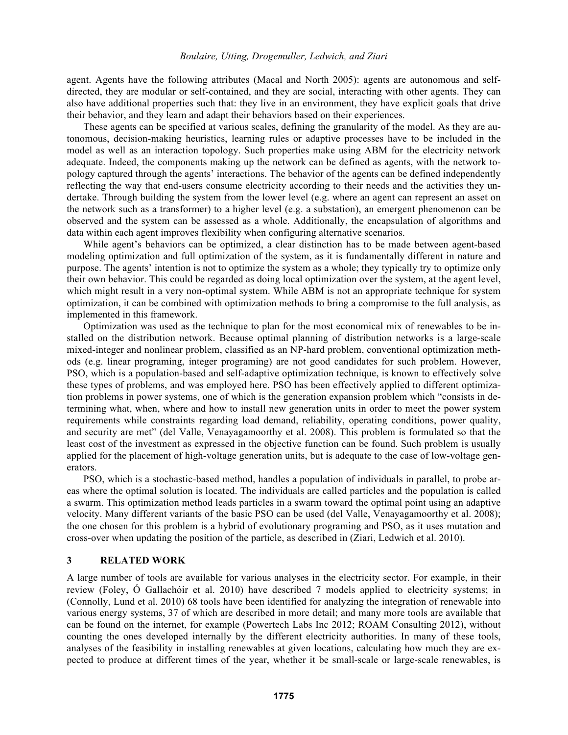agent. Agents have the following attributes (Macal and North 2005): agents are autonomous and self-directed, they are modular or self-contained, and they are social, interacting with other agents. They can also have additional properties such that: they live in an environment, they have explicit goals that drive their behavior, and they learn and adapt their behaviors based on their experiences.

These agents can be specified at various scales, defining the granularity of the model. As they are autonomous, decision-making heuristics, learning rules or adaptive processes have to be included in the model as well as an interaction topology. Such properties make using ABM for the electricity network adequate. Indeed, the components making up the network can be defined as agents, with the network topology captured through the agents' interactions. The behavior of the agents can be defined independently reflecting the way that end-users consume electricity according to their needs and the activities they undertake. Through building the system from the lower level (e.g. where an agent can represent an asset on the network such as a transformer) to a higher level (e.g. a substation), an emergent phenomenon can be observed and the system can be assessed as a whole. Additionally, the encapsulation of algorithms and data within each agent improves flexibility when configuring alternative scenarios.

While agent's behaviors can be optimized, a clear distinction has to be made between agent-based modeling optimization and full optimization of the system, as it is fundamentally different in nature and purpose. The agents' intention is not to optimize the system as a whole; they typically try to optimize only their own behavior. This could be regarded as doing local optimization over the system, at the agent level, which might result in a very non-optimal system. While ABM is not an appropriate technique for system optimization, it can be combined with optimization methods to bring a compromise to the full analysis, as implemented in this framework.

Optimization was used as the technique to plan for the most economical mix of renewables to be installed on the distribution network. Because optimal planning of distribution networks is a large-scale mixed-integer and nonlinear problem, classified as an NP-hard problem, conventional optimization methods (e.g. linear programing, integer programing) are not good candidates for such problem. However, PSO, which is a population-based and self-adaptive optimization technique, is known to effectively solve these types of problems, and was employed here. PSO has been effectively applied to different optimization problems in power systems, one of which is the generation expansion problem which "consists in determining what, when, where and how to install new generation units in order to meet the power system requirements while constraints regarding load demand, reliability, operating conditions, power quality, and security are met" (del Valle, Venayagamoorthy et al. 2008). This problem is formulated so that the least cost of the investment as expressed in the objective function can be found. Such problem is usually applied for the placement of high-voltage generation units, but is adequate to the case of low-voltage generators.

PSO, which is a stochastic-based method, handles a population of individuals in parallel, to probe areas where the optimal solution is located. The individuals are called particles and the population is called a swarm. This optimization method leads particles in a swarm toward the optimal point using an adaptive velocity. Many different variants of the basic PSO can be used (del Valle, Venayagamoorthy et al. 2008); the one chosen for this problem is a hybrid of evolutionary programing and PSO, as it uses mutation and cross-over when updating the position of the particle, as described in (Ziari, Ledwich et al. 2010).

## 3 RELATED WORK

A large number of tools are available for various analyses in the electricity sector. For example, in their review (Foley, Ó Gallachóir et al. 2010) have described 7 models applied to electricity systems; in (Connolly, Lund et al. 2010) 68 tools have been identified for analyzing the integration of renewable into various energy systems, 37 of which are described in more detail; and many more tools are available that can be found on the internet, for example (Powertech Labs Inc 2012; ROAM Consulting 2012), without counting the ones developed internally by the different electricity authorities. In many of these tools, analyses of the feasibility in installing renewables at given locations, calculating how much they are expected to produce at different times of the year, whether it be small-scale or large-scale renewables, is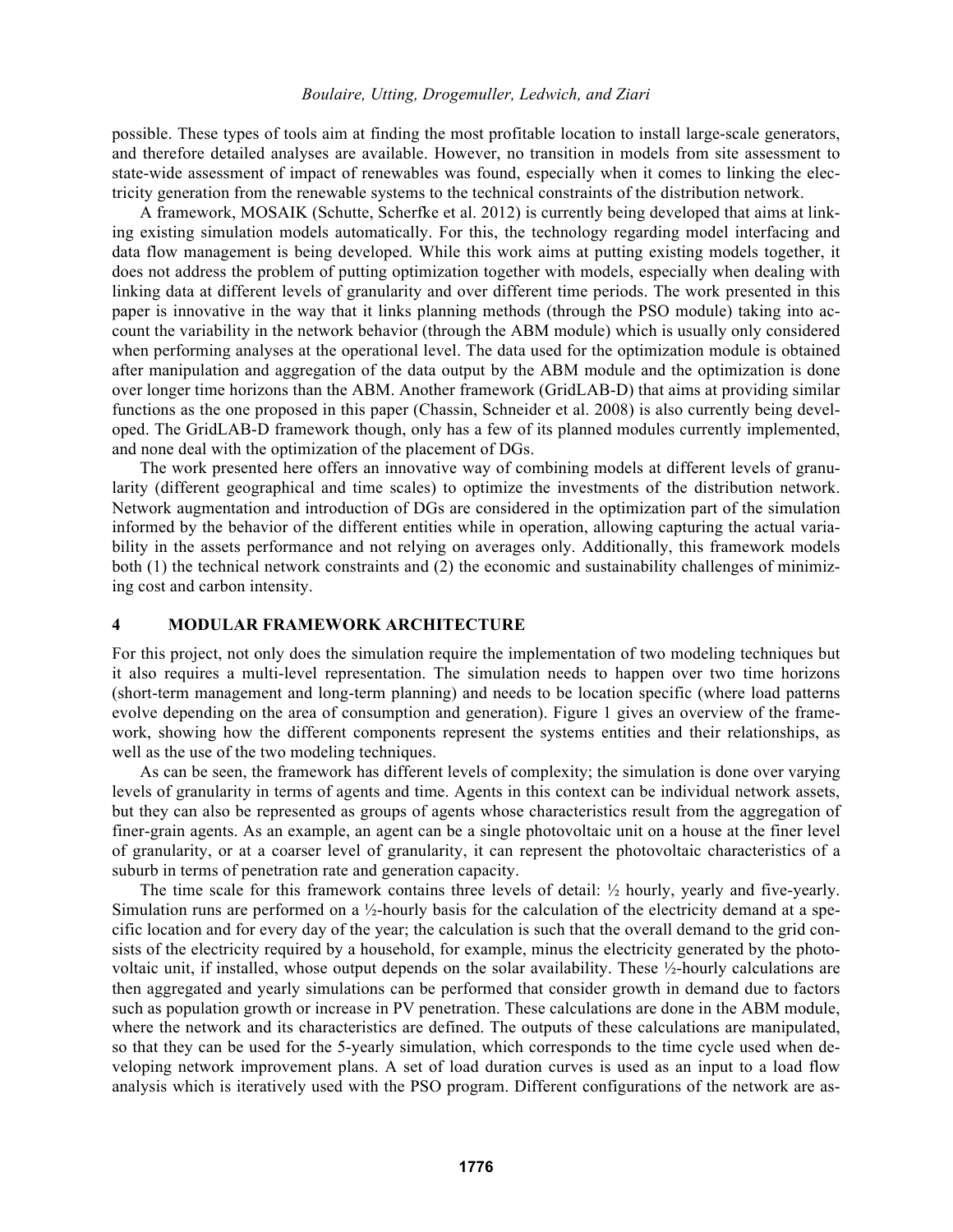possible. These types of tools aim at finding the most profitable location to install large-scale generators, and therefore detailed analyses are available. However, no transition in models from site assessment to state-wide assessment of impact of renewables was found, especially when it comes to linking the electricity generation from the renewable systems to the technical constraints of the distribution network.

A framework, MOSAIK (Schutte, Scherfke et al. 2012) is currently being developed that aims at linking existing simulation models automatically. For this, the technology regarding model interfacing and data flow management is being developed. While this work aims at putting existing models together, it does not address the problem of putting optimization together with models, especially when dealing with linking data at different levels of granularity and over different time periods. The work presented in this paper is innovative in the way that it links planning methods (through the PSO module) taking into account the variability in the network behavior (through the ABM module) which is usually only considered when performing analyses at the operational level. The data used for the optimization module is obtained after manipulation and aggregation of the data output by the ABM module and the optimization is done over longer time horizons than the ABM. Another framework (GridLAB-D) that aims at providing similar functions as the one proposed in this paper (Chassin, Schneider et al. 2008) is also currently being developed. The GridLAB-D framework though, only has a few of its planned modules currently implemented, and none deal with the optimization of the placement of DGs.

The work presented here offers an innovative way of combining models at different levels of granularity (different geographical and time scales) to optimize the investments of the distribution network. Network augmentation and introduction of DGs are considered in the optimization part of the simulation informed by the behavior of the different entities while in operation, allowing capturing the actual variability in the assets performance and not relying on averages only. Additionally, this framework models both (1) the technical network constraints and (2) the economic and sustainability challenges of minimizing cost and carbon intensity.

## 4 MODULAR FRAMEWORK ARCHITECTURE

For this project, not only does the simulation require the implementation of two modeling techniques but it also requires a multi-level representation. The simulation needs to happen over two time horizons (short-term management and long-term planning) and needs to be location specific (where load patterns evolve depending on the area of consumption and generation). Figure 1 gives an overview of the framework, showing how the different components represent the systems entities and their relationships, as well as the use of the two modeling techniques.

As can be seen, the framework has different levels of complexity; the simulation is done over varying levels of granularity in terms of agents and time. Agents in this context can be individual network assets, but they can also be represented as groups of agents whose characteristics result from the aggregation of finer-grain agents. As an example, an agent can be a single photovoltaic unit on a house at the finer level of granularity, or at a coarser level of granularity, it can represent the photovoltaic characteristics of a suburb in terms of penetration rate and generation capacity.

The time scale for this framework contains three levels of detail: ½ hourly, yearly and five-yearly. Simulation runs are performed on a ½-hourly basis for the calculation of the electricity demand at a specific location and for every day of the year; the calculation is such that the overall demand to the grid consists of the electricity required by a household, for example, minus the electricity generated by the photovoltaic unit, if installed, whose output depends on the solar availability. These ½-hourly calculations are then aggregated and yearly simulations can be performed that consider growth in demand due to factors such as population growth or increase in PV penetration. These calculations are done in the ABM module, where the network and its characteristics are defined. The outputs of these calculations are manipulated, so that they can be used for the 5-yearly simulation, which corresponds to the time cycle used when developing network improvement plans. A set of load duration curves is used as an input to a load flow analysis which is iteratively used with the PSO program. Different configurations of the network are as-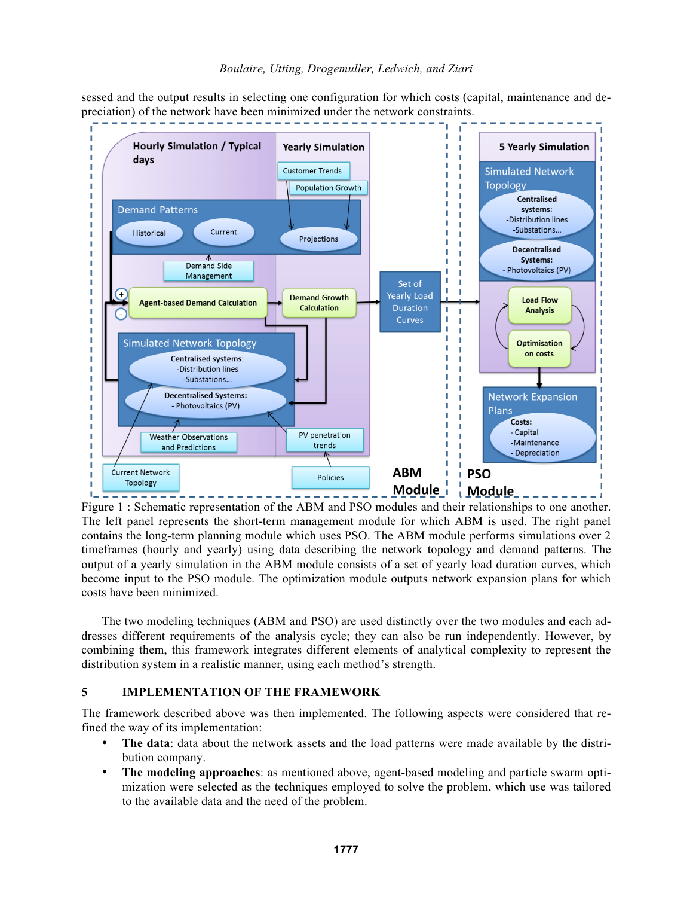sessed and the output results in selecting one configuration for which costs (capital, maintenance and depreciation) of the network have been minimized under the network constraints.

Figure 1 : Schematic representation of the ABM and PSO modules and their relationships to one another. The left panel represents the short-term management module for which ABM is used. The right panel contains the long-term planning module which uses PSO. The ABM module performs simulations over 2 timeframes (hourly and yearly) using data describing the network topology and demand patterns. The output of a yearly simulation in the ABM module consists of a set of yearly load duration curves, which become input to the PSO module. The optimization module outputs network expansion plans for which costs have been minimized.

The two modeling techniques (ABM and PSO) are used distinctly over the two modules and each addresses different requirements of the analysis cycle; they can also be run independently. However, by combining them, this framework integrates different elements of analytical complexity to represent the distribution system in a realistic manner, using each method's strength.

## 5 IMPLEMENTATION OF THE FRAMEWORK

The framework described above was then implemented. The following aspects were considered that refined the way of its implementation:

- **The data**: data about the network assets and the load patterns were made available by the distribution company.
- **The modeling approaches**: as mentioned above, agent-based modeling and particle swarm optimization were selected as the techniques employed to solve the problem, which use was tailored to the available data and the need of the problem.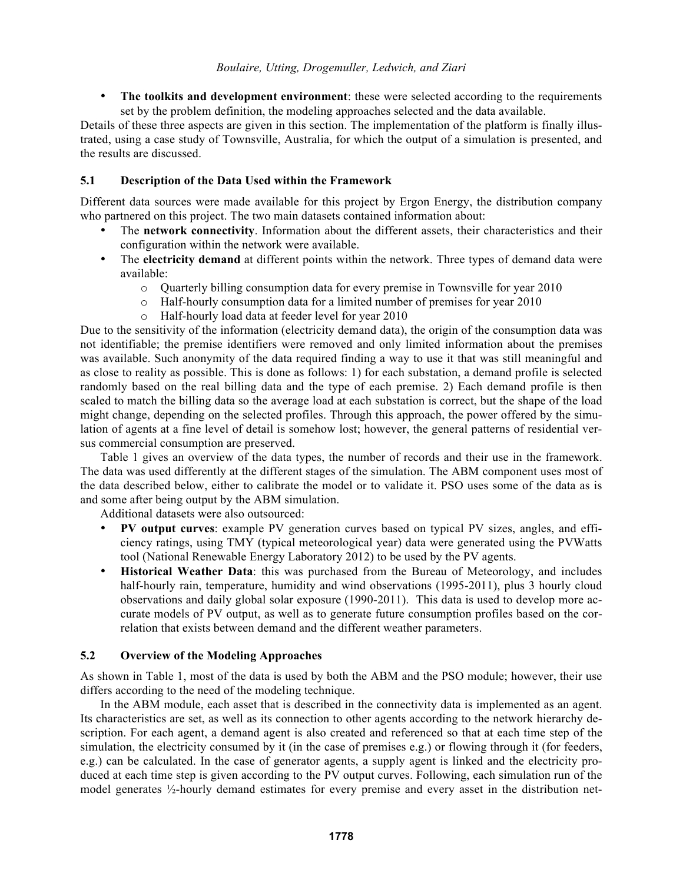- **The toolkits and development environment**: these were selected according to the requirements set by the problem definition, the modeling approaches selected and the data available.

Details of these three aspects are given in this section. The implementation of the platform is finally illustrated, using a case study of Townsville, Australia, for which the output of a simulation is presented, and the results are discussed.

### 5.1 Description of the Data Used within the Framework

Different data sources were made available for this project by Ergon Energy, the distribution company who partnered on this project. The two main datasets contained information about:

- The **network connectivity**. Information about the different assets, their characteristics and their configuration within the network were available.
- The **electricity demand** at different points within the network. Three types of demand data were available:
  - Quarterly billing consumption data for every premise in Townsville for year 2010
  - Half-hourly consumption data for a limited number of premises for year 2010
  - Half-hourly load data at feeder level for year 2010

Due to the sensitivity of the information (electricity demand data), the origin of the consumption data was not identifiable; the premise identifiers were removed and only limited information about the premises was available. Such anonymity of the data required finding a way to use it that was still meaningful and as close to reality as possible. This is done as follows: 1) for each substation, a demand profile is selected randomly based on the real billing data and the type of each premise. 2) Each demand profile is then scaled to match the billing data so the average load at each substation is correct, but the shape of the load might change, depending on the selected profiles. Through this approach, the power offered by the simulation of agents at a fine level of detail is somehow lost; however, the general patterns of residential versus commercial consumption are preserved.

Table 1 gives an overview of the data types, the number of records and their use in the framework. The data was used differently at the different stages of the simulation. The ABM component uses most of the data described below, either to calibrate the model or to validate it. PSO uses some of the data as is and some after being output by the ABM simulation.

Additional datasets were also outsourced:

- **PV output curves**: example PV generation curves based on typical PV sizes, angles, and efficiency ratings, using TMY (typical meteorological year) data were generated using the PVWatts tool (National Renewable Energy Laboratory 2012) to be used by the PV agents.
- **Historical Weather Data**: this was purchased from the Bureau of Meteorology, and includes half-hourly rain, temperature, humidity and wind observations (1995-2011), plus 3 hourly cloud observations and daily global solar exposure (1990-2011). This data is used to develop more accurate models of PV output, as well as to generate future consumption profiles based on the correlation that exists between demand and the different weather parameters.

### 5.2 Overview of the Modeling Approaches

As shown in Table 1, most of the data is used by both the ABM and the PSO module; however, their use differs according to the need of the modeling technique.

In the ABM module, each asset that is described in the connectivity data is implemented as an agent. Its characteristics are set, as well as its connection to other agents according to the network hierarchy description. For each agent, a demand agent is also created and referenced so that at each time step of the simulation, the electricity consumed by it (in the case of premises e.g.) or flowing through it (for feeders, e.g.) can be calculated. In the case of generator agents, a supply agent is linked and the electricity produced at each time step is given according to the PV output curves. Following, each simulation run of the model generates ½-hourly demand estimates for every premise and every asset in the distribution net-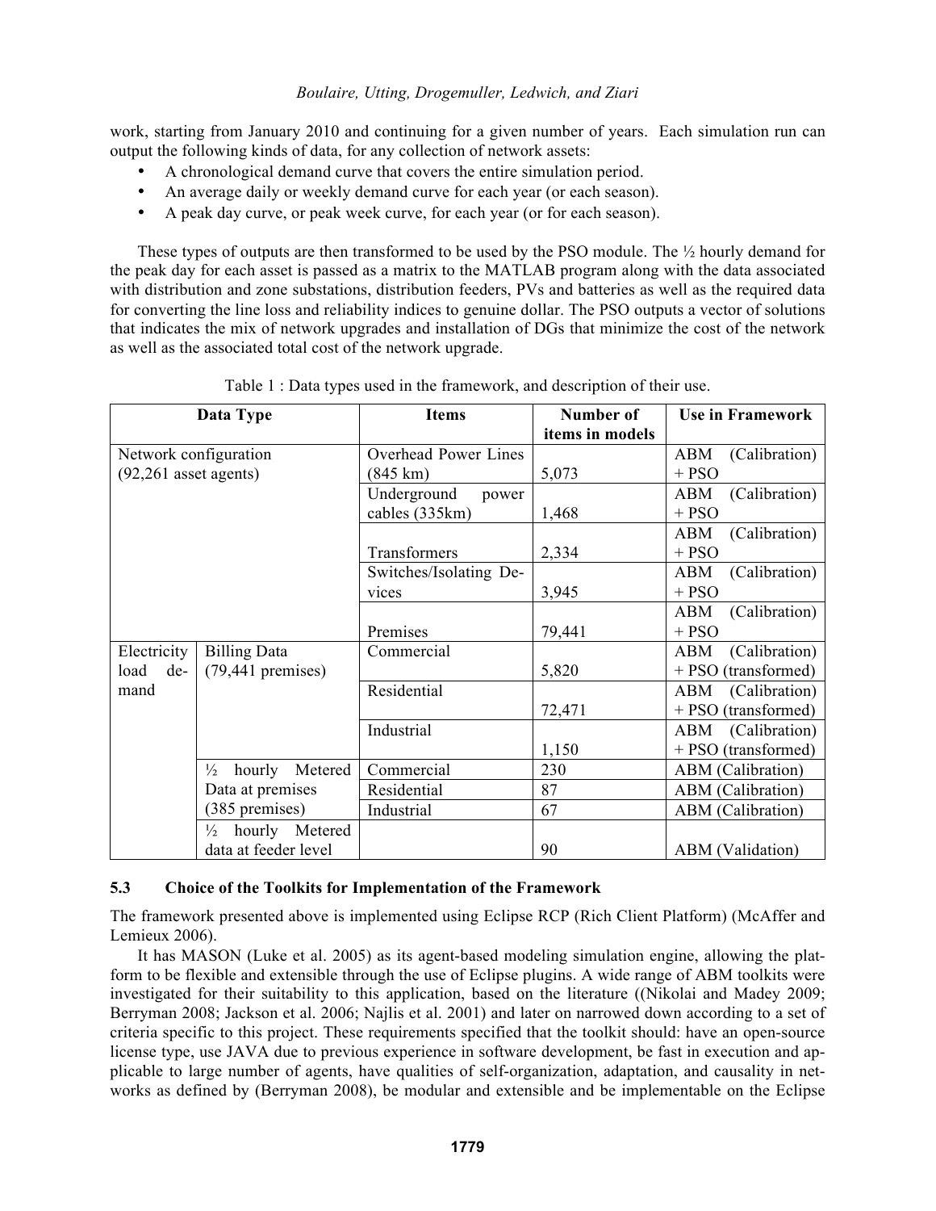work, starting from January 2010 and continuing for a given number of years. Each simulation run can output the following kinds of data, for any collection of network assets:

- A chronological demand curve that covers the entire simulation period.
- An average daily or weekly demand curve for each year (or each season).
- A peak day curve, or peak week curve, for each year (or for each season).

These types of outputs are then transformed to be used by the PSO module. The ½ hourly demand for the peak day for each asset is passed as a matrix to the MATLAB program along with the data associated with distribution and zone substations, distribution feeders, PVs and batteries as well as the required data for converting the line loss and reliability indices to genuine dollar. The PSO outputs a vector of solutions that indicates the mix of network upgrades and installation of DGs that minimize the cost of the network as well as the associated total cost of the network upgrade.

Table 1 : Data types used in the framework, and description of their use.

| Data Type | | Items | Number of items in models | Use in Framework |
|---|---|---|---|---|
| Network configuration (92,261 asset agents) | | Overhead Power Lines (845 km) | 5,073 | ABM (Calibration) + PSO |
| | | Underground power cables (335km) | 1,468 | ABM (Calibration) + PSO |
| | | Transformers | 2,334 | ABM (Calibration) + PSO |
| | | Switches/Isolating Devices | 3,945 | ABM (Calibration) + PSO |
| | | Premises | 79,441 | ABM (Calibration) + PSO |
| Electricity load demand | Billing Data (79,441 premises) | Commercial | 5,820 | ABM (Calibration) + PSO (transformed) |
| | | Residential | 72,471 | ABM (Calibration) + PSO (transformed) |
| | | Industrial | 1,150 | ABM (Calibration) + PSO (transformed) |
| | ½ hourly Metered Data at premises (385 premises) | Commercial | 230 | ABM (Calibration) |
| | | Residential | 87 | ABM (Calibration) |
| | | Industrial | 67 | ABM (Calibration) |
| | ½ hourly Metered data at feeder level | | 90 | ABM (Validation) |

### 5.3 Choice of the Toolkits for Implementation of the Framework

The framework presented above is implemented using Eclipse RCP (Rich Client Platform) (McAffer and Lemieux 2006).

It has MASON (Luke et al. 2005) as its agent-based modeling simulation engine, allowing the platform to be flexible and extensible through the use of Eclipse plugins. A wide range of ABM toolkits were investigated for their suitability to this application, based on the literature ((Nikolai and Madey 2009; Berryman 2008; Jackson et al. 2006; Najlis et al. 2001) and later on narrowed down according to a set of criteria specific to this project. These requirements specified that the toolkit should: have an open-source license type, use JAVA due to previous experience in software development, be fast in execution and applicable to large number of agents, have qualities of self-organization, adaptation, and causality in networks as defined by (Berryman 2008), be modular and extensible and be implementable on the Eclipse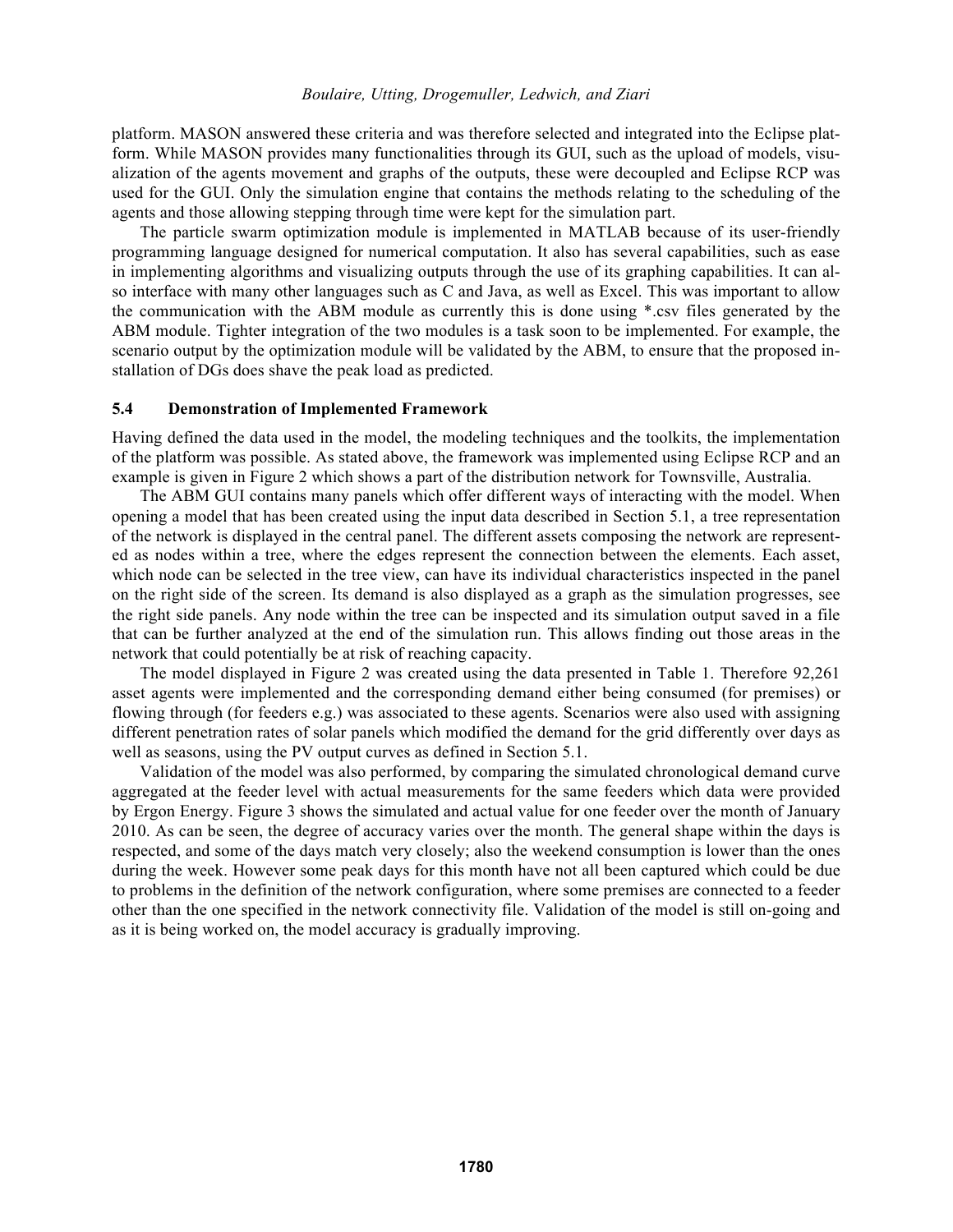platform. MASON answered these criteria and was therefore selected and integrated into the Eclipse platform. While MASON provides many functionalities through its GUI, such as the upload of models, visualization of the agents movement and graphs of the outputs, these were decoupled and Eclipse RCP was used for the GUI. Only the simulation engine that contains the methods relating to the scheduling of the agents and those allowing stepping through time were kept for the simulation part.

The particle swarm optimization module is implemented in MATLAB because of its user-friendly programming language designed for numerical computation. It also has several capabilities, such as ease in implementing algorithms and visualizing outputs through the use of its graphing capabilities. It can also interface with many other languages such as C and Java, as well as Excel. This was important to allow the communication with the ABM module as currently this is done using *.csv files generated by the ABM module. Tighter integration of the two modules is a task soon to be implemented. For example, the scenario output by the optimization module will be validated by the ABM, to ensure that the proposed installation of DGs does shave the peak load as predicted.

### 5.4 Demonstration of Implemented Framework

Having defined the data used in the model, the modeling techniques and the toolkits, the implementation of the platform was possible. As stated above, the framework was implemented using Eclipse RCP and an example is given in Figure 2 which shows a part of the distribution network for Townsville, Australia.

The ABM GUI contains many panels which offer different ways of interacting with the model. When opening a model that has been created using the input data described in Section 5.1, a tree representation of the network is displayed in the central panel. The different assets composing the network are represented as nodes within a tree, where the edges represent the connection between the elements. Each asset, which node can be selected in the tree view, can have its individual characteristics inspected in the panel on the right side of the screen. Its demand is also displayed as a graph as the simulation progresses, see the right side panels. Any node within the tree can be inspected and its simulation output saved in a file that can be further analyzed at the end of the simulation run. This allows finding out those areas in the network that could potentially be at risk of reaching capacity.

The model displayed in Figure 2 was created using the data presented in Table 1. Therefore 92,261 asset agents were implemented and the corresponding demand either being consumed (for premises) or flowing through (for feeders e.g.) was associated to these agents. Scenarios were also used with assigning different penetration rates of solar panels which modified the demand for the grid differently over days as well as seasons, using the PV output curves as defined in Section 5.1.

Validation of the model was also performed, by comparing the simulated chronological demand curve aggregated at the feeder level with actual measurements for the same feeders which data were provided by Ergon Energy. Figure 3 shows the simulated and actual value for one feeder over the month of January 2010. As can be seen, the degree of accuracy varies over the month. The general shape within the days is respected, and some of the days match very closely; also the weekend consumption is lower than the ones during the week. However some peak days for this month have not all been captured which could be due to problems in the definition of the network configuration, where some premises are connected to a feeder other than the one specified in the network connectivity file. Validation of the model is still on-going and as it is being worked on, the model accuracy is gradually improving.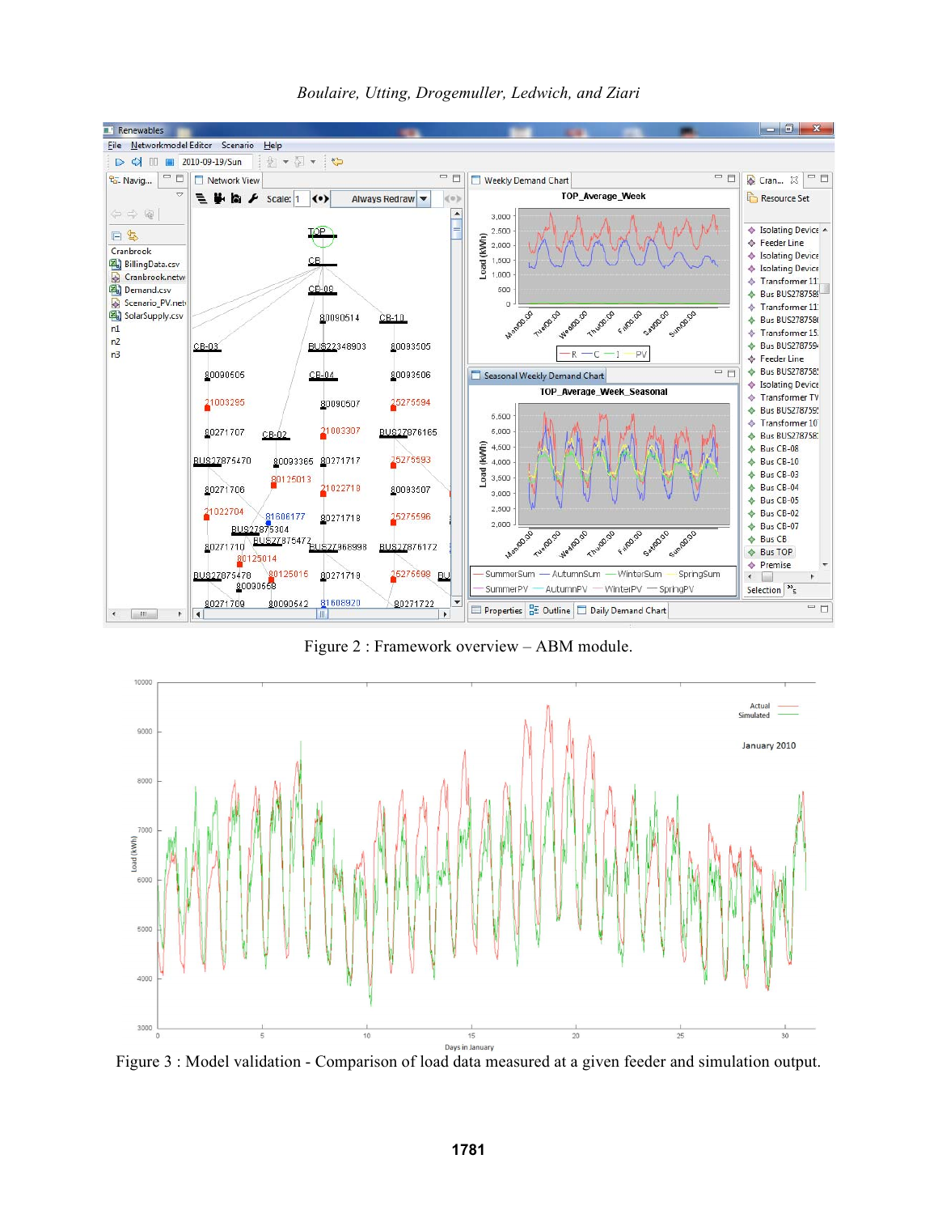Figure 2 : Framework overview – ABM module.

Figure 3 : Model validation - Comparison of load data measured at a given feeder and simulation output.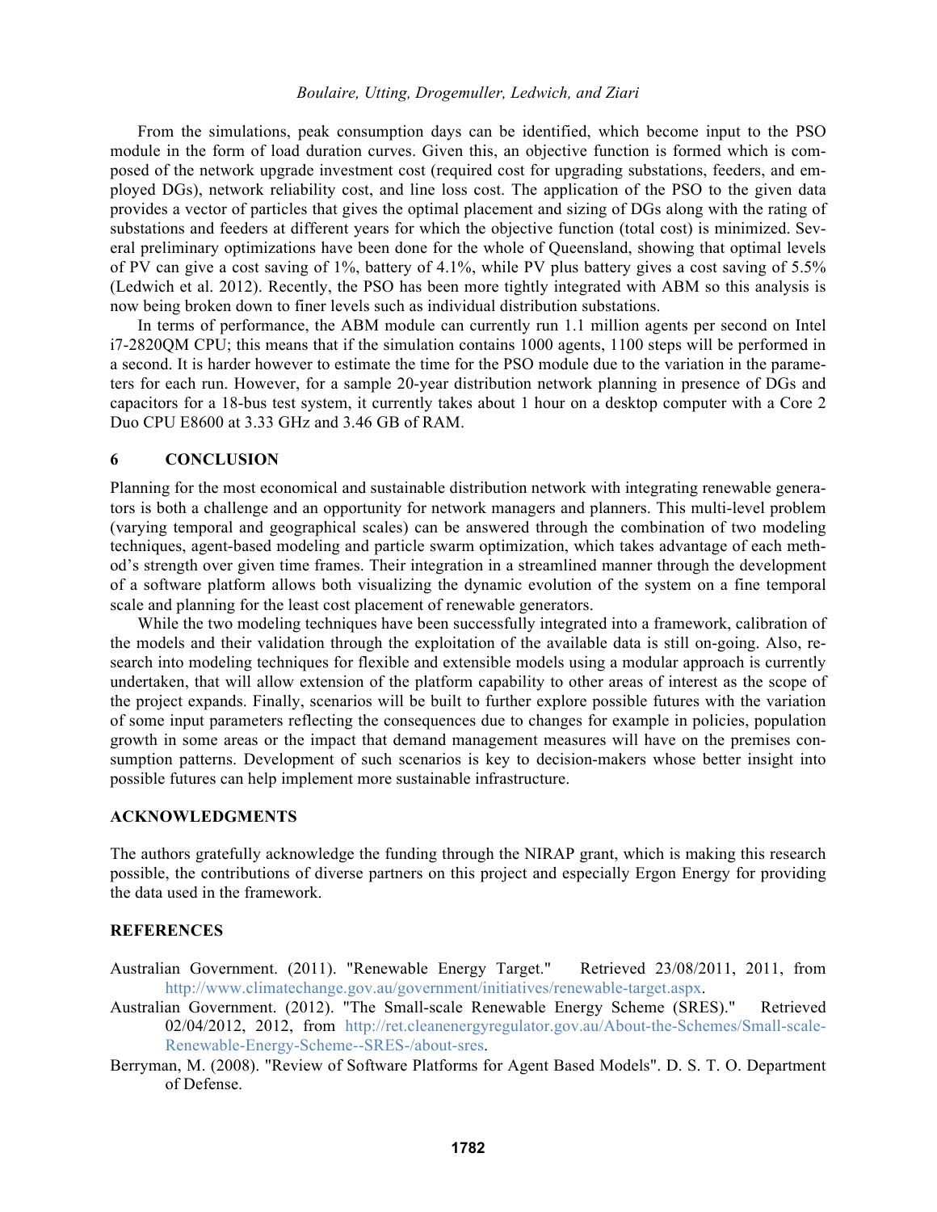From the simulations, peak consumption days can be identified, which become input to the PSO module in the form of load duration curves. Given this, an objective function is formed which is composed of the network upgrade investment cost (required cost for upgrading substations, feeders, and employed DGs), network reliability cost, and line loss cost. The application of the PSO to the given data provides a vector of particles that gives the optimal placement and sizing of DGs along with the rating of substations and feeders at different years for which the objective function (total cost) is minimized. Several preliminary optimizations have been done for the whole of Queensland, showing that optimal levels of PV can give a cost saving of 1%, battery of 4.1%, while PV plus battery gives a cost saving of 5.5% (Ledwich et al. 2012). Recently, the PSO has been more tightly integrated with ABM so this analysis is now being broken down to finer levels such as individual distribution substations.

In terms of performance, the ABM module can currently run 1.1 million agents per second on Intel i7-2820QM CPU; this means that if the simulation contains 1000 agents, 1100 steps will be performed in a second. It is harder however to estimate the time for the PSO module due to the variation in the parameters for each run. However, for a sample 20-year distribution network planning in presence of DGs and capacitors for a 18-bus test system, it currently takes about 1 hour on a desktop computer with a Core 2 Duo CPU E8600 at 3.33 GHz and 3.46 GB of RAM.

## 6 CONCLUSION

Planning for the most economical and sustainable distribution network with integrating renewable generators is both a challenge and an opportunity for network managers and planners. This multi-level problem (varying temporal and geographical scales) can be answered through the combination of two modeling techniques, agent-based modeling and particle swarm optimization, which takes advantage of each method's strength over given time frames. Their integration in a streamlined manner through the development of a software platform allows both visualizing the dynamic evolution of the system on a fine temporal scale and planning for the least cost placement of renewable generators.

While the two modeling techniques have been successfully integrated into a framework, calibration of the models and their validation through the exploitation of the available data is still on-going. Also, research into modeling techniques for flexible and extensible models using a modular approach is currently undertaken, that will allow extension of the platform capability to other areas of interest as the scope of the project expands. Finally, scenarios will be built to further explore possible futures with the variation of some input parameters reflecting the consequences due to changes for example in policies, population growth in some areas or the impact that demand management measures will have on the premises consumption patterns. Development of such scenarios is key to decision-makers whose better insight into possible futures can help implement more sustainable infrastructure.

## ACKNOWLEDGMENTS

The authors gratefully acknowledge the funding through the NIRAP grant, which is making this research possible, the contributions of diverse partners on this project and especially Ergon Energy for providing the data used in the framework.

## REFERENCES

Australian Government. (2011). "Renewable Energy Target." Retrieved 23/08/2011, 2011, from http://www.climatechange.gov.au/government/initiatives/renewable-target.aspx.

Australian Government. (2012). "The Small-scale Renewable Energy Scheme (SRES)." Retrieved 02/04/2012, 2012, from http://ret.cleanenergyregulator.gov.au/About-the-Schemes/Small-scale-Renewable-Energy-Scheme--SRES-/about-sres.

Berryman, M. (2008). "Review of Software Platforms for Agent Based Models". D. S. T. O. Department of Defense.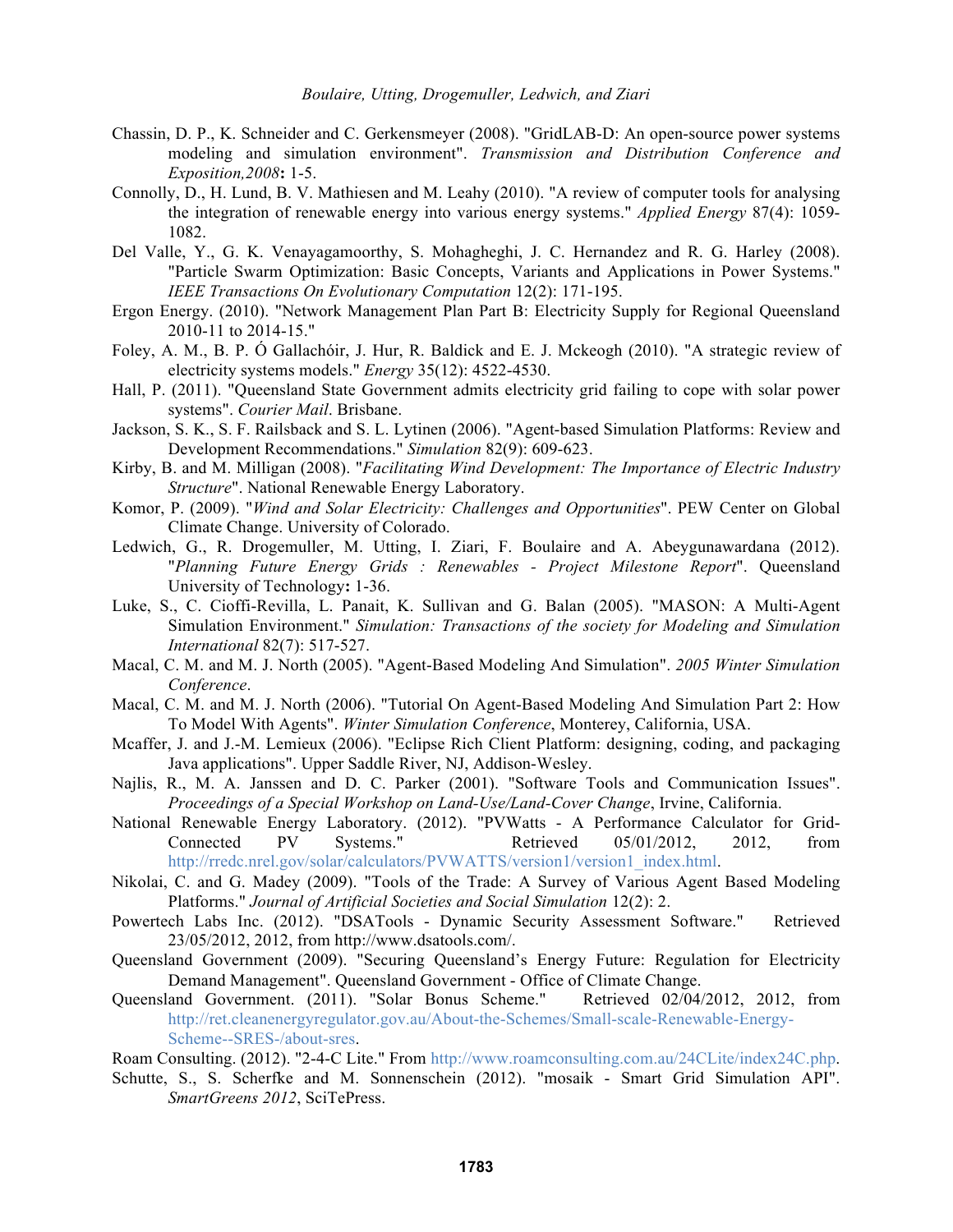Chassin, D. P., K. Schneider and C. Gerkensmeyer (2008). "GridLAB-D: An open-source power systems modeling and simulation environment". *Transmission and Distribution Conference and Exposition,2008***:** 1-5.

Connolly, D., H. Lund, B. V. Mathiesen and M. Leahy (2010). "A review of computer tools for analysing the integration of renewable energy into various energy systems." *Applied Energy* 87(4): 1059-1082.

Del Valle, Y., G. K. Venayagamoorthy, S. Mohagheghi, J. C. Hernandez and R. G. Harley (2008). "Particle Swarm Optimization: Basic Concepts, Variants and Applications in Power Systems." *IEEE Transactions On Evolutionary Computation* 12(2): 171-195.

Ergon Energy. (2010). "Network Management Plan Part B: Electricity Supply for Regional Queensland 2010-11 to 2014-15."

Foley, A. M., B. P. Ó Gallachóir, J. Hur, R. Baldick and E. J. Mckeogh (2010). "A strategic review of electricity systems models." *Energy* 35(12): 4522-4530.

Hall, P. (2011). "Queensland State Government admits electricity grid failing to cope with solar power systems". *Courier Mail*. Brisbane.

Jackson, S. K., S. F. Railsback and S. L. Lytinen (2006). "Agent-based Simulation Platforms: Review and Development Recommendations." *Simulation* 82(9): 609-623.

Kirby, B. and M. Milligan (2008). "*Facilitating Wind Development: The Importance of Electric Industry Structure*". National Renewable Energy Laboratory.

Komor, P. (2009). "*Wind and Solar Electricity: Challenges and Opportunities*". PEW Center on Global Climate Change. University of Colorado.

Ledwich, G., R. Drogemuller, M. Utting, I. Ziari, F. Boulaire and A. Abeygunawardana (2012). "*Planning Future Energy Grids : Renewables - Project Milestone Report*". Queensland University of Technology**:** 1-36.

Luke, S., C. Cioffi-Revilla, L. Panait, K. Sullivan and G. Balan (2005). "MASON: A Multi-Agent Simulation Environment." *Simulation: Transactions of the society for Modeling and Simulation International* 82(7): 517-527.

Macal, C. M. and M. J. North (2005). "Agent-Based Modeling And Simulation". *2005 Winter Simulation Conference*.

Macal, C. M. and M. J. North (2006). "Tutorial On Agent-Based Modeling And Simulation Part 2: How To Model With Agents". *Winter Simulation Conference*, Monterey, California, USA.

Mcaffer, J. and J.-M. Lemieux (2006). "Eclipse Rich Client Platform: designing, coding, and packaging Java applications". Upper Saddle River, NJ, Addison-Wesley.

Najlis, R., M. A. Janssen and D. C. Parker (2001). "Software Tools and Communication Issues". *Proceedings of a Special Workshop on Land-Use/Land-Cover Change*, Irvine, California.

National Renewable Energy Laboratory. (2012). "PVWatts - A Performance Calculator for Grid-Connected PV Systems." Retrieved 05/01/2012, 2012, from http://rredc.nrel.gov/solar/calculators/PVWATTS/version1/version1_index.html.

Nikolai, C. and G. Madey (2009). "Tools of the Trade: A Survey of Various Agent Based Modeling Platforms." *Journal of Artificial Societies and Social Simulation* 12(2): 2.

Powertech Labs Inc. (2012). "DSATools - Dynamic Security Assessment Software." Retrieved 23/05/2012, 2012, from http://www.dsatools.com/.

Queensland Government (2009). "Securing Queensland's Energy Future: Regulation for Electricity Demand Management". Queensland Government - Office of Climate Change.

Queensland Government. (2011). "Solar Bonus Scheme." Retrieved 02/04/2012, 2012, from http://ret.cleanenergyregulator.gov.au/About-the-Schemes/Small-scale-Renewable-Energy-Scheme--SRES-/about-sres.

Roam Consulting. (2012). "2-4-C Lite." From http://www.roamconsulting.com.au/24CLite/index24C.php.

Schutte, S., S. Scherfke and M. Sonnenschein (2012). "mosaik - Smart Grid Simulation API". *SmartGreens 2012*, SciTePress.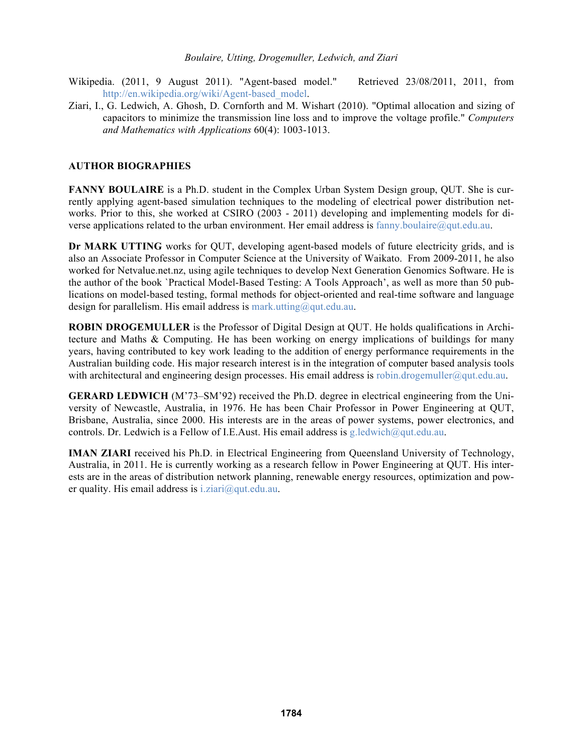Wikipedia. (2011, 9 August 2011). "Agent-based model." Retrieved 23/08/2011, 2011, from http://en.wikipedia.org/wiki/Agent-based_model.

Ziari, I., G. Ledwich, A. Ghosh, D. Cornforth and M. Wishart (2010). "Optimal allocation and sizing of capacitors to minimize the transmission line loss and to improve the voltage profile." *Computers and Mathematics with Applications* 60(4): 1003-1013.

## AUTHOR BIOGRAPHIES

**FANNY BOULAIRE** is a Ph.D. student in the Complex Urban System Design group, QUT. She is currently applying agent-based simulation techniques to the modeling of electrical power distribution networks. Prior to this, she worked at CSIRO (2003 - 2011) developing and implementing models for diverse applications related to the urban environment. Her email address is fanny.boulaire@qut.edu.au.

**Dr MARK UTTING** works for QUT, developing agent-based models of future electricity grids, and is also an Associate Professor in Computer Science at the University of Waikato. From 2009-2011, he also worked for Netvalue.net.nz, using agile techniques to develop Next Generation Genomics Software. He is the author of the book `Practical Model-Based Testing: A Tools Approach', as well as more than 50 publications on model-based testing, formal methods for object-oriented and real-time software and language design for parallelism. His email address is mark.utting@qut.edu.au.

**ROBIN DROGEMULLER** is the Professor of Digital Design at QUT. He holds qualifications in Architecture and Maths & Computing. He has been working on energy implications of buildings for many years, having contributed to key work leading to the addition of energy performance requirements in the Australian building code. His major research interest is in the integration of computer based analysis tools with architectural and engineering design processes. His email address is robin.drogemuller@qut.edu.au.

**GERARD LEDWICH** (M'73–SM'92) received the Ph.D. degree in electrical engineering from the University of Newcastle, Australia, in 1976. He has been Chair Professor in Power Engineering at QUT, Brisbane, Australia, since 2000. His interests are in the areas of power systems, power electronics, and controls. Dr. Ledwich is a Fellow of I.E.Aust. His email address is g.ledwich@qut.edu.au.

**IMAN ZIARI** received his Ph.D. in Electrical Engineering from Queensland University of Technology, Australia, in 2011. He is currently working as a research fellow in Power Engineering at QUT. His interests are in the areas of distribution network planning, renewable energy resources, optimization and power quality. His email address is i.ziari@qut.edu.au.